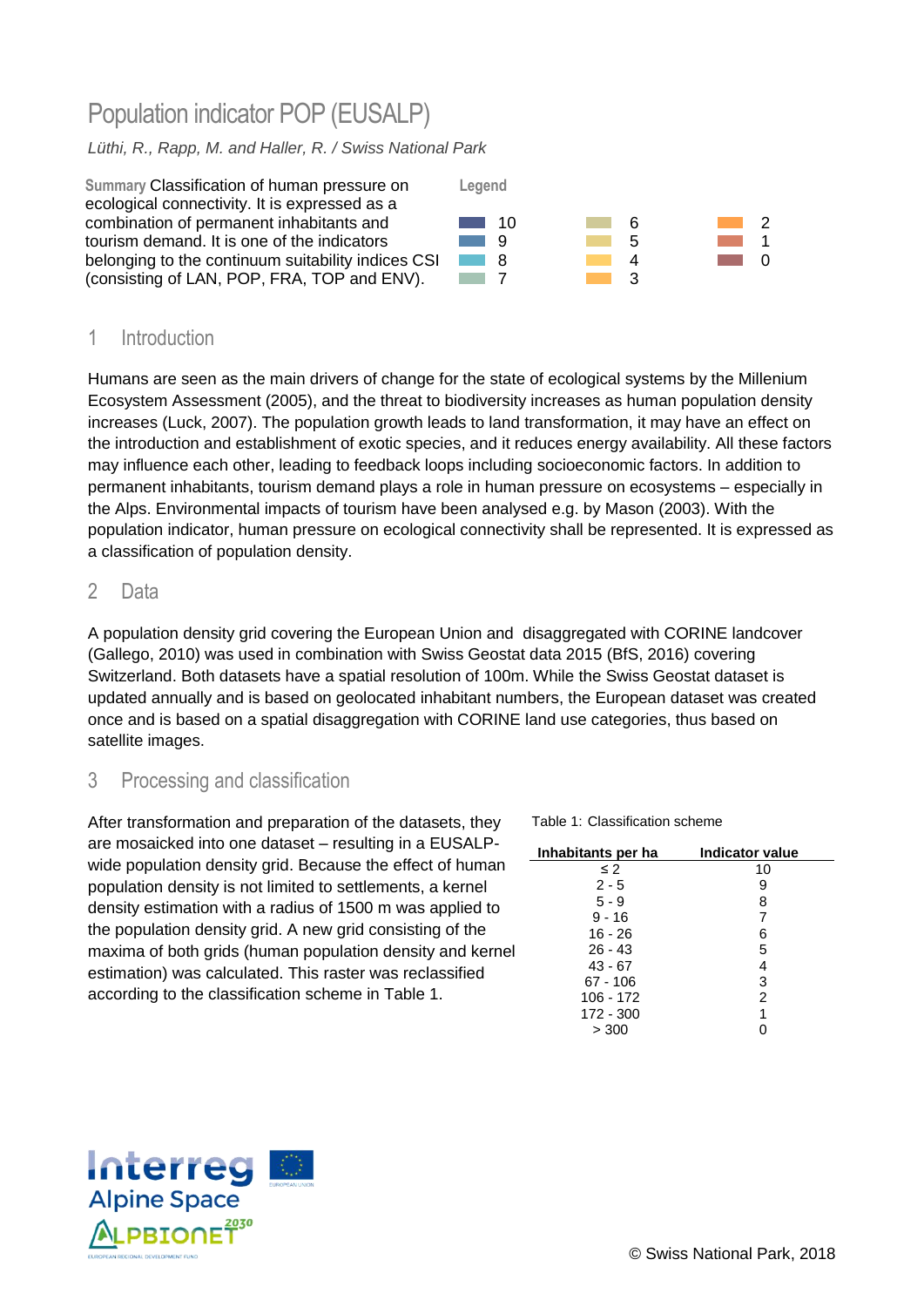# Population indicator POP (EUSALP)

*Lüthi, R., Rapp, M. and Haller, R. / Swiss National Park*

**Summary** Classification of human pressure on ecological connectivity. It is expressed as a combination of permanent inhabitants and tourism demand. It is one of the indicators belonging to the continuum suitability indices CSI (consisting of LAN, POP, FRA, TOP and ENV).

**Legend**

10, 9, 8, 7, 6, 5, 4, 3, 2, 1, 0

## 1 Introduction

Humans are seen as the main drivers of change for the state of ecological systems by the Millenium Ecosystem Assessment (2005), and the threat to biodiversity increases as human population density increases (Luck, 2007). The population growth leads to land transformation, it may have an effect on the introduction and establishment of exotic species, and it reduces energy availability. All these factors may influence each other, leading to feedback loops including socioeconomic factors. In addition to permanent inhabitants, tourism demand plays a role in human pressure on ecosystems – especially in the Alps. Environmental impacts of tourism have been analysed e.g. by Mason (2003). With the population indicator, human pressure on ecological connectivity shall be represented. It is expressed as a classification of population density.

## 2 Data

A population density grid covering the European Union and disaggregated with CORINE landcover (Gallego, 2010) was used in combination with Swiss Geostat data 2015 (BfS, 2016) covering Switzerland. Both datasets have a spatial resolution of 100m. While the Swiss Geostat dataset is updated annually and is based on geolocated inhabitant numbers, the European dataset was created once and is based on a spatial disaggregation with CORINE land use categories, thus based on satellite images.

## 3 Processing and classification

After transformation and preparation of the datasets, they are mosaicked into one dataset – resulting in a EUSALP-wide population density grid. Because the effect of human population density is not limited to settlements, a kernel density estimation with a radius of 1500 m was applied to the population density grid. A new grid consisting of the maxima of both grids (human population density and kernel estimation) was calculated. This raster was reclassified according to the classification scheme in Table 1.

Table 1: Classification scheme

| Inhabitants per ha | Indicator value |
|---|---|
| ≤ 2 | 10 |
| 2 - 5 | 9 |
| 5 - 9 | 8 |
| 9 - 16 | 7 |
| 16 - 26 | 6 |
| 26 - 43 | 5 |
| 43 - 67 | 4 |
| 67 - 106 | 3 |
| 106 - 172 | 2 |
| 172 - 300 | 1 |
| > 300 | 0 |

© Swiss National Park, 2018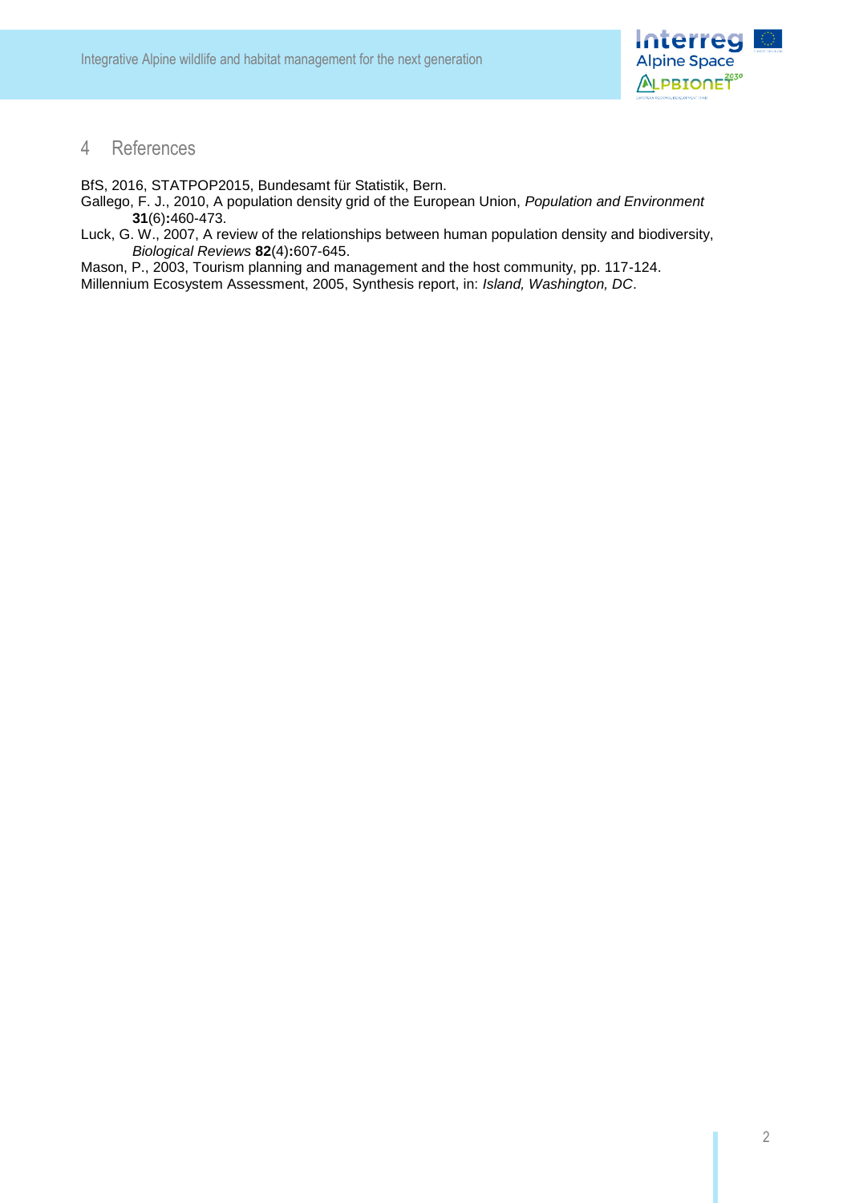## 4 References

BfS, 2016, STATPOP2015, Bundesamt für Statistik, Bern.

Gallego, F. J., 2010, A population density grid of the European Union, *Population and Environment* **31**(6)**:**460-473.

Luck, G. W., 2007, A review of the relationships between human population density and biodiversity, *Biological Reviews* **82**(4)**:**607-645.

Mason, P., 2003, Tourism planning and management and the host community, pp. 117-124.

Millennium Ecosystem Assessment, 2005, Synthesis report, in: *Island, Washington, DC*.